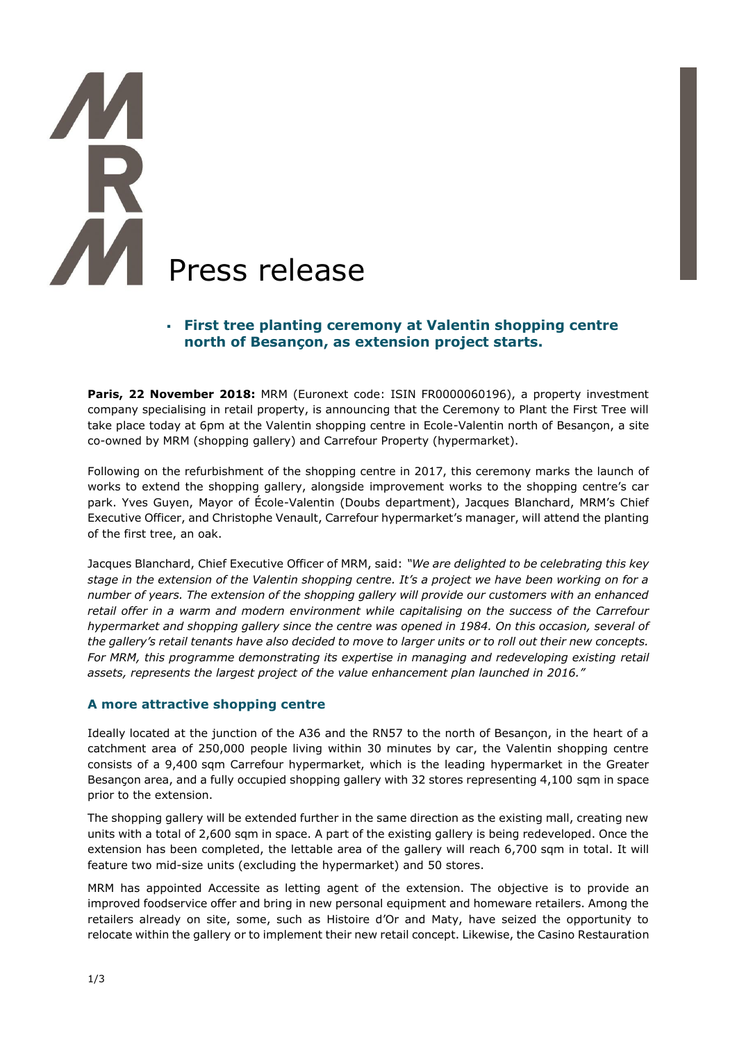# Press release

- **First tree planting ceremony at Valentin shopping centre north of Besançon, as extension project starts.**

**Paris, 22 November 2018:** MRM (Euronext code: ISIN FR0000060196), a property investment company specialising in retail property, is announcing that the Ceremony to Plant the First Tree will take place today at 6pm at the Valentin shopping centre in Ecole-Valentin north of Besançon, a site co-owned by MRM (shopping gallery) and Carrefour Property (hypermarket).

Following on the refurbishment of the shopping centre in 2017, this ceremony marks the launch of works to extend the shopping gallery, alongside improvement works to the shopping centre's car park. Yves Guyen, Mayor of École-Valentin (Doubs department), Jacques Blanchard, MRM's Chief Executive Officer, and Christophe Venault, Carrefour hypermarket's manager, will attend the planting of the first tree, an oak.

Jacques Blanchard, Chief Executive Officer of MRM, said: *"We are delighted to be celebrating this key stage in the extension of the Valentin shopping centre. It's a project we have been working on for a number of years. The extension of the shopping gallery will provide our customers with an enhanced retail offer in a warm and modern environment while capitalising on the success of the Carrefour hypermarket and shopping gallery since the centre was opened in 1984. On this occasion, several of the gallery's retail tenants have also decided to move to larger units or to roll out their new concepts. For MRM, this programme demonstrating its expertise in managing and redeveloping existing retail assets, represents the largest project of the value enhancement plan launched in 2016."*

## A more attractive shopping centre

Ideally located at the junction of the A36 and the RN57 to the north of Besançon, in the heart of a catchment area of 250,000 people living within 30 minutes by car, the Valentin shopping centre consists of a 9,400 sqm Carrefour hypermarket, which is the leading hypermarket in the Greater Besançon area, and a fully occupied shopping gallery with 32 stores representing 4,100 sqm in space prior to the extension.

The shopping gallery will be extended further in the same direction as the existing mall, creating new units with a total of 2,600 sqm in space. A part of the existing gallery is being redeveloped. Once the extension has been completed, the lettable area of the gallery will reach 6,700 sqm in total. It will feature two mid-size units (excluding the hypermarket) and 50 stores.

MRM has appointed Accessite as letting agent of the extension. The objective is to provide an improved foodservice offer and bring in new personal equipment and homeware retailers. Among the retailers already on site, some, such as Histoire d'Or and Maty, have seized the opportunity to relocate within the gallery or to implement their new retail concept. Likewise, the Casino Restauration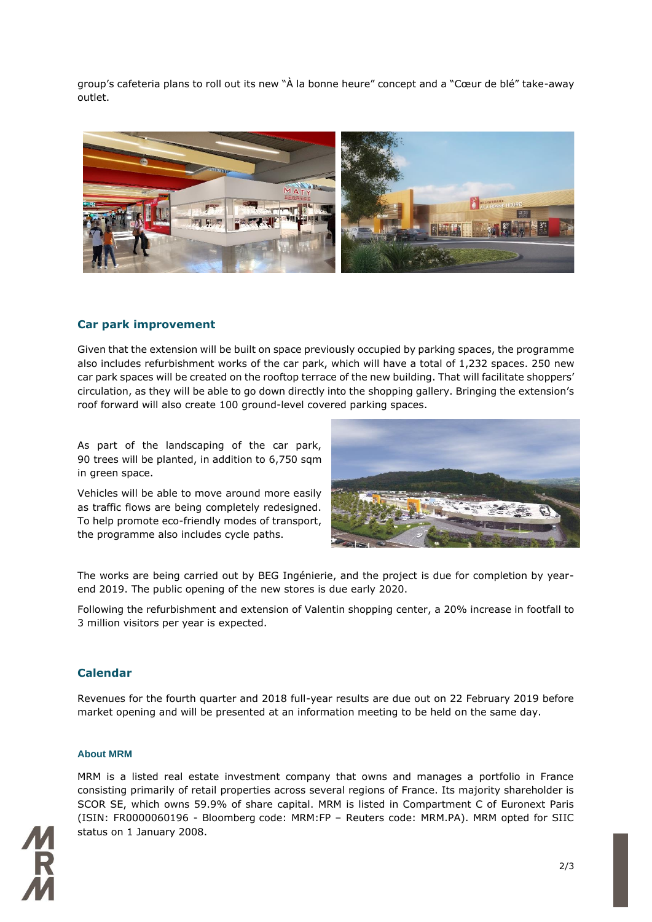group's cafeteria plans to roll out its new "À la bonne heure" concept and a "Cœur de blé" take-away outlet.

## Car park improvement

Given that the extension will be built on space previously occupied by parking spaces, the programme also includes refurbishment works of the car park, which will have a total of 1,232 spaces. 250 new car park spaces will be created on the rooftop terrace of the new building. That will facilitate shoppers' circulation, as they will be able to go down directly into the shopping gallery. Bringing the extension's roof forward will also create 100 ground-level covered parking spaces.

As part of the landscaping of the car park, 90 trees will be planted, in addition to 6,750 sqm in green space.

Vehicles will be able to move around more easily as traffic flows are being completely redesigned. To help promote eco-friendly modes of transport, the programme also includes cycle paths.

The works are being carried out by BEG Ingénierie, and the project is due for completion by year-end 2019. The public opening of the new stores is due early 2020.

Following the refurbishment and extension of Valentin shopping center, a 20% increase in footfall to 3 million visitors per year is expected.

## Calendar

Revenues for the fourth quarter and 2018 full-year results are due out on 22 February 2019 before market opening and will be presented at an information meeting to be held on the same day.

### About MRM

MRM is a listed real estate investment company that owns and manages a portfolio in France consisting primarily of retail properties across several regions of France. Its majority shareholder is SCOR SE, which owns 59.9% of share capital. MRM is listed in Compartment C of Euronext Paris (ISIN: FR0000060196 - Bloomberg code: MRM:FP – Reuters code: MRM.PA). MRM opted for SIIC status on 1 January 2008.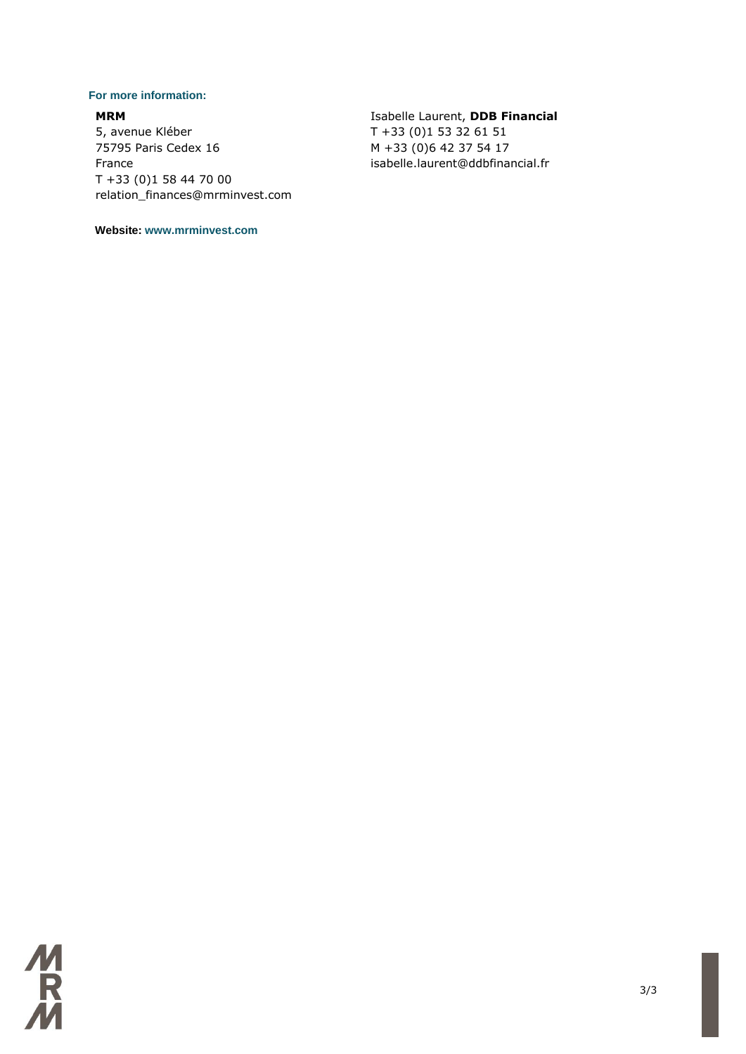**For more information:**

**MRM**
5, avenue Kléber
75795 Paris Cedex 16
France
T +33 (0)1 58 44 70 00
relation_finances@mrminvest.com

Isabelle Laurent, **DDB Financial**
T +33 (0)1 53 32 61 51
M +33 (0)6 42 37 54 17
isabelle.laurent@ddbfinancial.fr

**Website:** www.mrminvest.com